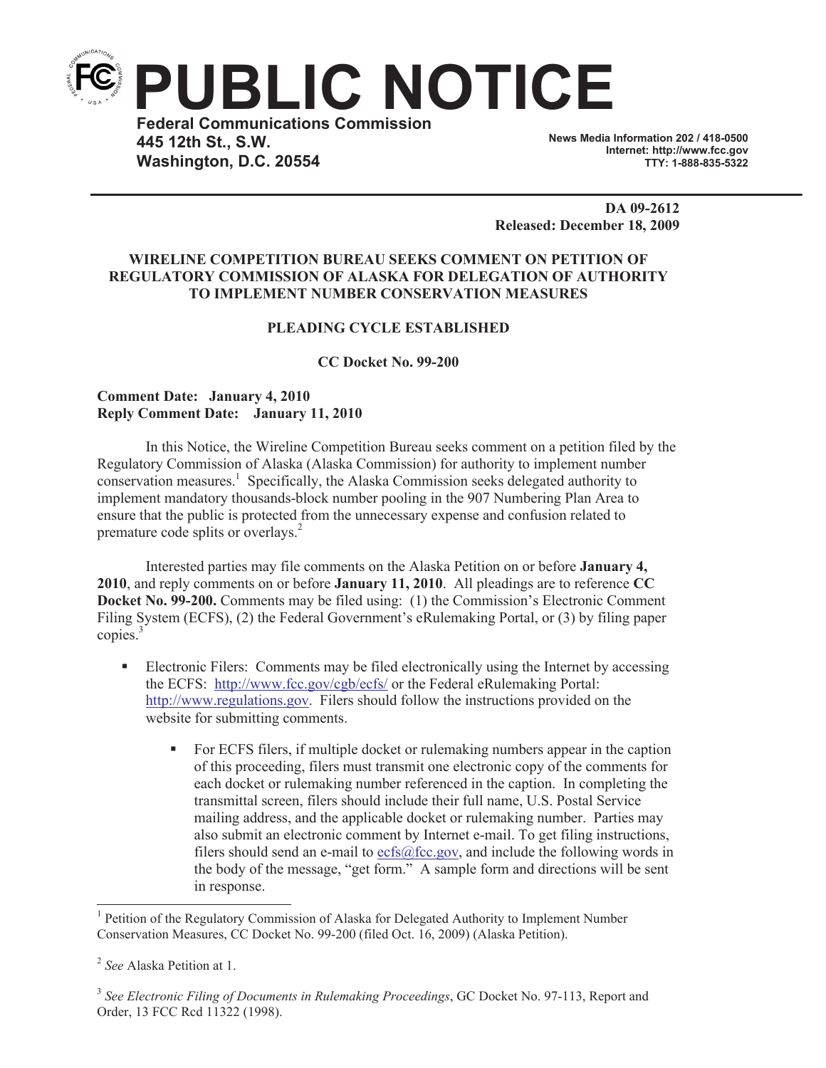# PUBLIC NOTICE

**Federal Communications Commission**
**445 12th St., S.W.**
**Washington, D.C. 20554**

**News Media Information 202 / 418-0500**
**Internet: http://www.fcc.gov**
**TTY: 1-888-835-5322**

**DA 09-2612**
**Released: December 18, 2009**

**WIRELINE COMPETITION BUREAU SEEKS COMMENT ON PETITION OF REGULATORY COMMISSION OF ALASKA FOR DELEGATION OF AUTHORITY TO IMPLEMENT NUMBER CONSERVATION MEASURES**

**PLEADING CYCLE ESTABLISHED**

**CC Docket No. 99-200**

**Comment Date: January 4, 2010**
**Reply Comment Date: January 11, 2010**

In this Notice, the Wireline Competition Bureau seeks comment on a petition filed by the Regulatory Commission of Alaska (Alaska Commission) for authority to implement number conservation measures.[1] Specifically, the Alaska Commission seeks delegated authority to implement mandatory thousands-block number pooling in the 907 Numbering Plan Area to ensure that the public is protected from the unnecessary expense and confusion related to premature code splits or overlays.[2]

Interested parties may file comments on the Alaska Petition on or before **January 4, 2010**, and reply comments on or before **January 11, 2010**. All pleadings are to reference **CC Docket No. 99-200.** Comments may be filed using: (1) the Commission's Electronic Comment Filing System (ECFS), (2) the Federal Government's eRulemaking Portal, or (3) by filing paper copies.[3]

- Electronic Filers: Comments may be filed electronically using the Internet by accessing the ECFS: http://www.fcc.gov/cgb/ecfs/ or the Federal eRulemaking Portal: http://www.regulations.gov. Filers should follow the instructions provided on the website for submitting comments.
    - For ECFS filers, if multiple docket or rulemaking numbers appear in the caption of this proceeding, filers must transmit one electronic copy of the comments for each docket or rulemaking number referenced in the caption. In completing the transmittal screen, filers should include their full name, U.S. Postal Service mailing address, and the applicable docket or rulemaking number. Parties may also submit an electronic comment by Internet e-mail. To get filing instructions, filers should send an e-mail to ecfs@fcc.gov, and include the following words in the body of the message, "get form." A sample form and directions will be sent in response.

[1] Petition of the Regulatory Commission of Alaska for Delegated Authority to Implement Number Conservation Measures, CC Docket No. 99-200 (filed Oct. 16, 2009) (Alaska Petition).

[2] *See* Alaska Petition at 1.

[3] *See Electronic Filing of Documents in Rulemaking Proceedings*, GC Docket No. 97-113, Report and Order, 13 FCC Rcd 11322 (1998).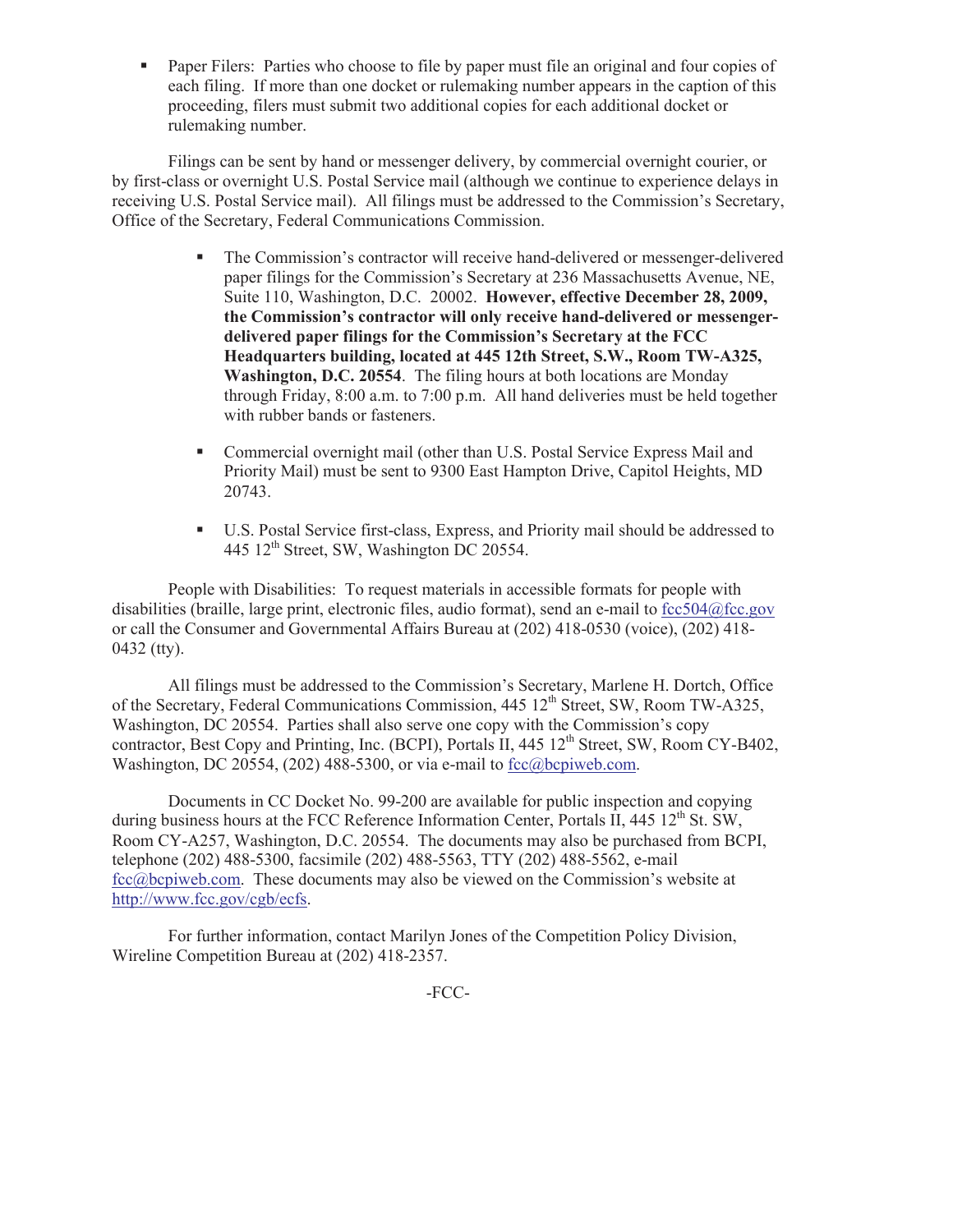- Paper Filers: Parties who choose to file by paper must file an original and four copies of each filing. If more than one docket or rulemaking number appears in the caption of this proceeding, filers must submit two additional copies for each additional docket or rulemaking number.

Filings can be sent by hand or messenger delivery, by commercial overnight courier, or by first-class or overnight U.S. Postal Service mail (although we continue to experience delays in receiving U.S. Postal Service mail). All filings must be addressed to the Commission's Secretary, Office of the Secretary, Federal Communications Commission.

- The Commission's contractor will receive hand-delivered or messenger-delivered paper filings for the Commission's Secretary at 236 Massachusetts Avenue, NE, Suite 110, Washington, D.C. 20002. **However, effective December 28, 2009, the Commission's contractor will only receive hand-delivered or messenger-delivered paper filings for the Commission's Secretary at the FCC Headquarters building, located at 445 12th Street, S.W., Room TW-A325, Washington, D.C. 20554**. The filing hours at both locations are Monday through Friday, 8:00 a.m. to 7:00 p.m. All hand deliveries must be held together with rubber bands or fasteners.

- Commercial overnight mail (other than U.S. Postal Service Express Mail and Priority Mail) must be sent to 9300 East Hampton Drive, Capitol Heights, MD 20743.

- U.S. Postal Service first-class, Express, and Priority mail should be addressed to 445 12th Street, SW, Washington DC 20554.

People with Disabilities: To request materials in accessible formats for people with disabilities (braille, large print, electronic files, audio format), send an e-mail to fcc504@fcc.gov or call the Consumer and Governmental Affairs Bureau at (202) 418-0530 (voice), (202) 418-0432 (tty).

All filings must be addressed to the Commission's Secretary, Marlene H. Dortch, Office of the Secretary, Federal Communications Commission, 445 12th Street, SW, Room TW-A325, Washington, DC 20554. Parties shall also serve one copy with the Commission's copy contractor, Best Copy and Printing, Inc. (BCPI), Portals II, 445 12th Street, SW, Room CY-B402, Washington, DC 20554, (202) 488-5300, or via e-mail to fcc@bcpiweb.com.

Documents in CC Docket No. 99-200 are available for public inspection and copying during business hours at the FCC Reference Information Center, Portals II, 445 12th St. SW, Room CY-A257, Washington, D.C. 20554. The documents may also be purchased from BCPI, telephone (202) 488-5300, facsimile (202) 488-5563, TTY (202) 488-5562, e-mail fcc@bcpiweb.com. These documents may also be viewed on the Commission's website at http://www.fcc.gov/cgb/ecfs.

For further information, contact Marilyn Jones of the Competition Policy Division, Wireline Competition Bureau at (202) 418-2357.

-FCC-